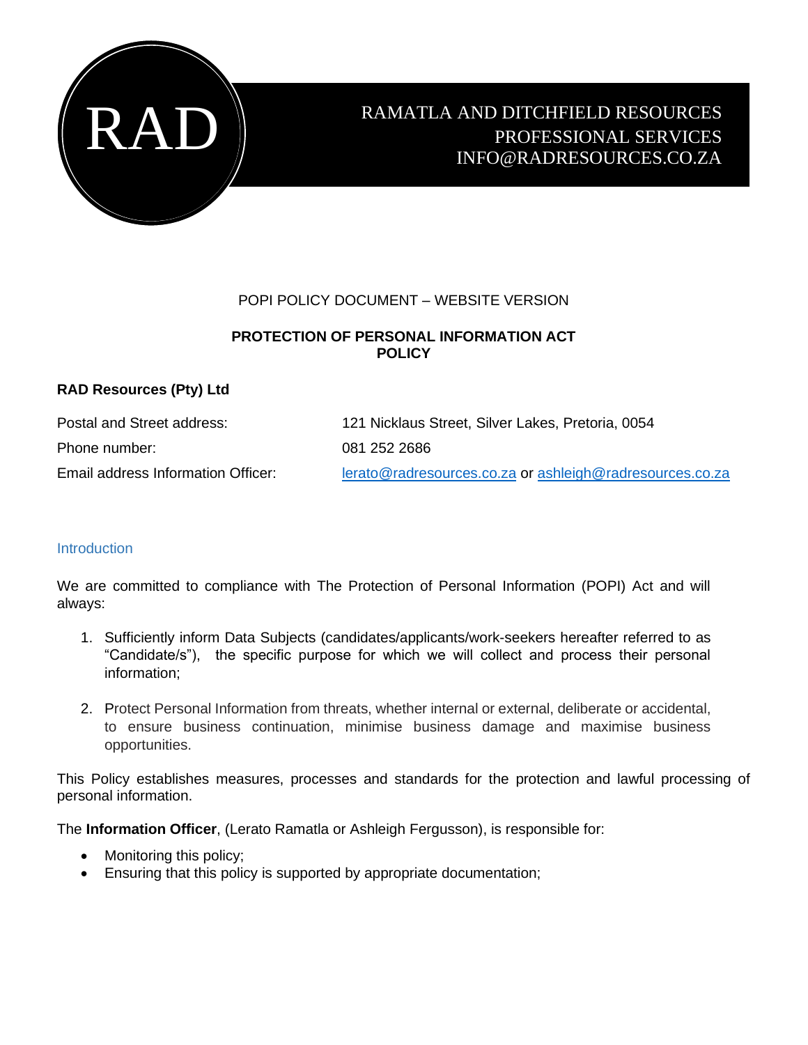RAD

RAMATLA AND DITCHFIELD RESOURCES
PROFESSIONAL SERVICES
INFO@RADRESOURCES.CO.ZA

POPI POLICY DOCUMENT – WEBSITE VERSION

# PROTECTION OF PERSONAL INFORMATION ACT POLICY

**RAD Resources (Pty) Ltd**

| | |
|---|---|
| Postal and Street address: | 121 Nicklaus Street, Silver Lakes, Pretoria, 0054 |
| Phone number: | 081 252 2686 |
| Email address Information Officer: | lerato@radresources.co.za or ashleigh@radresources.co.za |

## Introduction

We are committed to compliance with The Protection of Personal Information (POPI) Act and will always:

1. Sufficiently inform Data Subjects (candidates/applicants/work-seekers hereafter referred to as "Candidate/s"), the specific purpose for which we will collect and process their personal information;
2. Protect Personal Information from threats, whether internal or external, deliberate or accidental, to ensure business continuation, minimise business damage and maximise business opportunities.

This Policy establishes measures, processes and standards for the protection and lawful processing of personal information.

The **Information Officer**, (Lerato Ramatla or Ashleigh Fergusson), is responsible for:

- Monitoring this policy;
- Ensuring that this policy is supported by appropriate documentation;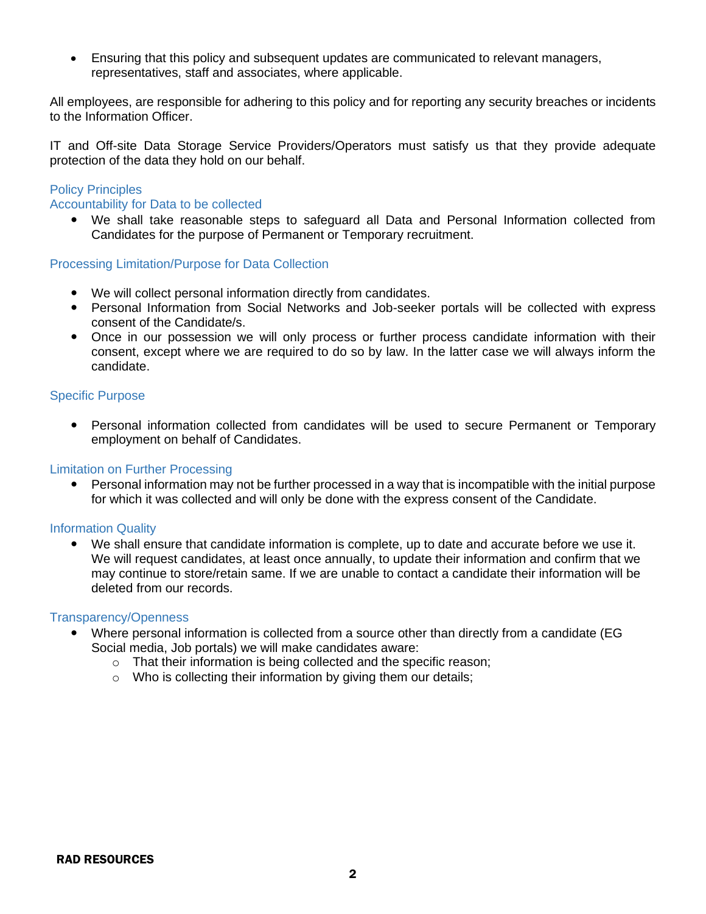- Ensuring that this policy and subsequent updates are communicated to relevant managers, representatives, staff and associates, where applicable.

All employees, are responsible for adhering to this policy and for reporting any security breaches or incidents to the Information Officer.

IT and Off-site Data Storage Service Providers/Operators must satisfy us that they provide adequate protection of the data they hold on our behalf.

## Policy Principles

### Accountability for Data to be collected

- We shall take reasonable steps to safeguard all Data and Personal Information collected from Candidates for the purpose of Permanent or Temporary recruitment.

### Processing Limitation/Purpose for Data Collection

- We will collect personal information directly from candidates.
- Personal Information from Social Networks and Job-seeker portals will be collected with express consent of the Candidate/s.
- Once in our possession we will only process or further process candidate information with their consent, except where we are required to do so by law. In the latter case we will always inform the candidate.

### Specific Purpose

- Personal information collected from candidates will be used to secure Permanent or Temporary employment on behalf of Candidates.

### Limitation on Further Processing

- Personal information may not be further processed in a way that is incompatible with the initial purpose for which it was collected and will only be done with the express consent of the Candidate.

### Information Quality

- We shall ensure that candidate information is complete, up to date and accurate before we use it. We will request candidates, at least once annually, to update their information and confirm that we may continue to store/retain same. If we are unable to contact a candidate their information will be deleted from our records.

### Transparency/Openness

- Where personal information is collected from a source other than directly from a candidate (EG Social media, Job portals) we will make candidates aware:
  - That their information is being collected and the specific reason;
  - Who is collecting their information by giving them our details;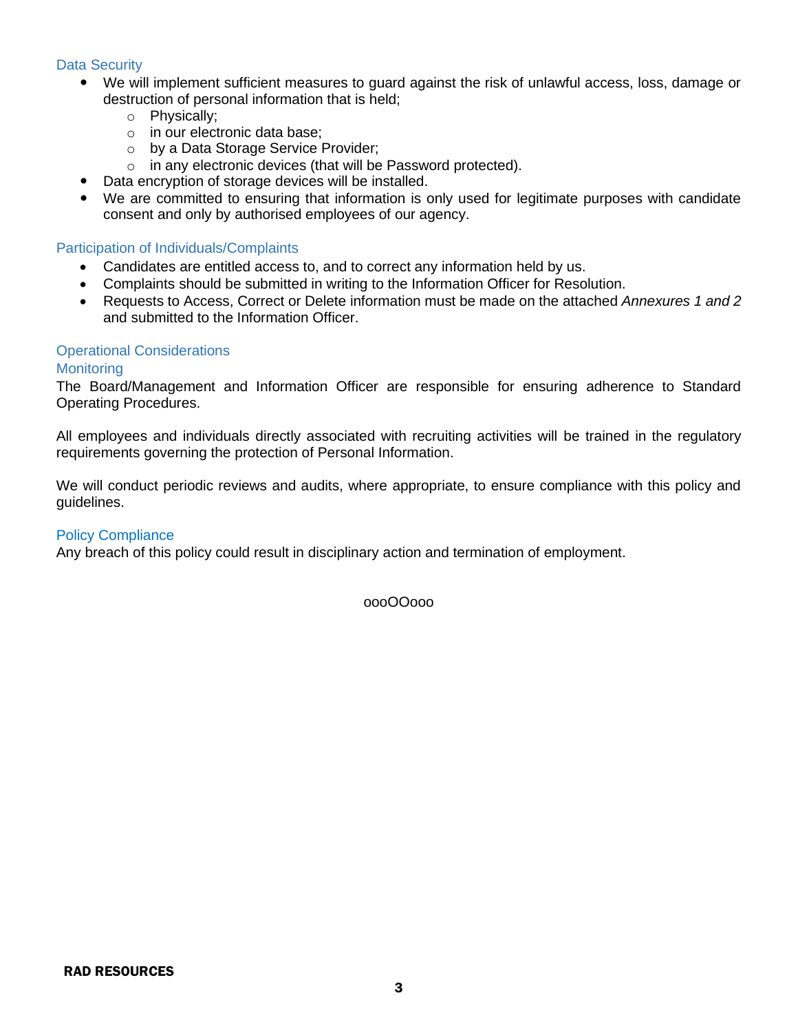### Data Security

- We will implement sufficient measures to guard against the risk of unlawful access, loss, damage or destruction of personal information that is held;
  - Physically;
  - in our electronic data base;
  - by a Data Storage Service Provider;
  - in any electronic devices (that will be Password protected).
- Data encryption of storage devices will be installed.
- We are committed to ensuring that information is only used for legitimate purposes with candidate consent and only by authorised employees of our agency.

### Participation of Individuals/Complaints

- Candidates are entitled access to, and to correct any information held by us.
- Complaints should be submitted in writing to the Information Officer for Resolution.
- Requests to Access, Correct or Delete information must be made on the attached *Annexures 1 and 2* and submitted to the Information Officer.

### Operational Considerations

### Monitoring

The Board/Management and Information Officer are responsible for ensuring adherence to Standard Operating Procedures.

All employees and individuals directly associated with recruiting activities will be trained in the regulatory requirements governing the protection of Personal Information.

We will conduct periodic reviews and audits, where appropriate, to ensure compliance with this policy and guidelines.

### Policy Compliance

Any breach of this policy could result in disciplinary action and termination of employment.

oooOOooo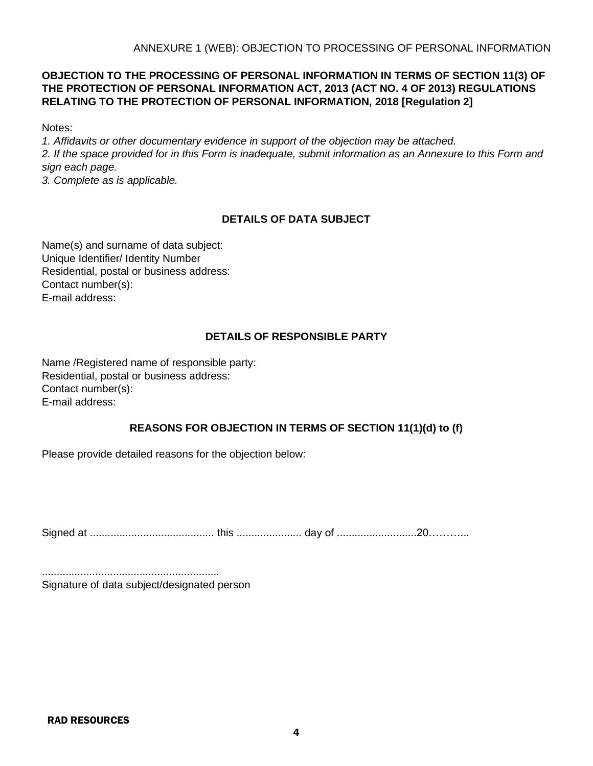ANNEXURE 1 (WEB): OBJECTION TO PROCESSING OF PERSONAL INFORMATION

**OBJECTION TO THE PROCESSING OF PERSONAL INFORMATION IN TERMS OF SECTION 11(3) OF THE PROTECTION OF PERSONAL INFORMATION ACT, 2013 (ACT NO. 4 OF 2013) REGULATIONS RELATING TO THE PROTECTION OF PERSONAL INFORMATION, 2018 [Regulation 2]**

Notes:

*1. Affidavits or other documentary evidence in support of the objection may be attached.*

*2. If the space provided for in this Form is inadequate, submit information as an Annexure to this Form and sign each page.*

*3. Complete as is applicable.*

## DETAILS OF DATA SUBJECT

Name(s) and surname of data subject:

Unique Identifier/ Identity Number

Residential, postal or business address:

Contact number(s):

E-mail address:

## DETAILS OF RESPONSIBLE PARTY

Name /Registered name of responsible party:

Residential, postal or business address:

Contact number(s):

E-mail address:

## REASONS FOR OBJECTION IN TERMS OF SECTION 11(1)(d) to (f)

Please provide detailed reasons for the objection below:

Signed at .......................................... this ...................... day of ...........................20………..

............................................................

Signature of data subject/designated person

RAD RESOURCES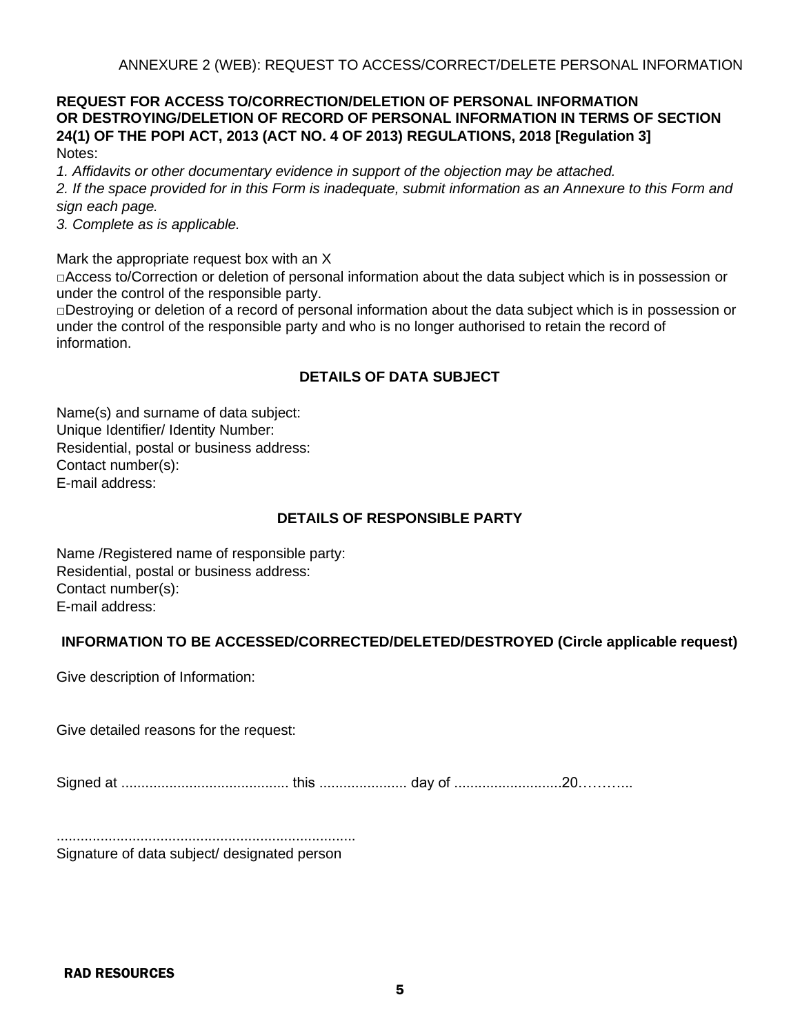ANNEXURE 2 (WEB): REQUEST TO ACCESS/CORRECT/DELETE PERSONAL INFORMATION

**REQUEST FOR ACCESS TO/CORRECTION/DELETION OF PERSONAL INFORMATION OR DESTROYING/DELETION OF RECORD OF PERSONAL INFORMATION IN TERMS OF SECTION 24(1) OF THE POPI ACT, 2013 (ACT NO. 4 OF 2013) REGULATIONS, 2018 [Regulation 3]**

Notes:

*1. Affidavits or other documentary evidence in support of the objection may be attached.*

*2. If the space provided for in this Form is inadequate, submit information as an Annexure to this Form and sign each page.*

*3. Complete as is applicable.*

Mark the appropriate request box with an X

□Access to/Correction or deletion of personal information about the data subject which is in possession or under the control of the responsible party.

□Destroying or deletion of a record of personal information about the data subject which is in possession or under the control of the responsible party and who is no longer authorised to retain the record of information.

### DETAILS OF DATA SUBJECT

Name(s) and surname of data subject:
Unique Identifier/ Identity Number:
Residential, postal or business address:
Contact number(s):
E-mail address:

### DETAILS OF RESPONSIBLE PARTY

Name /Registered name of responsible party:
Residential, postal or business address:
Contact number(s):
E-mail address:

### INFORMATION TO BE ACCESSED/CORRECTED/DELETED/DESTROYED (Circle applicable request)

Give description of Information:

Give detailed reasons for the request:

Signed at .......................................... this ...................... day of ...........................20………..

...........................................................................
Signature of data subject/ designated person